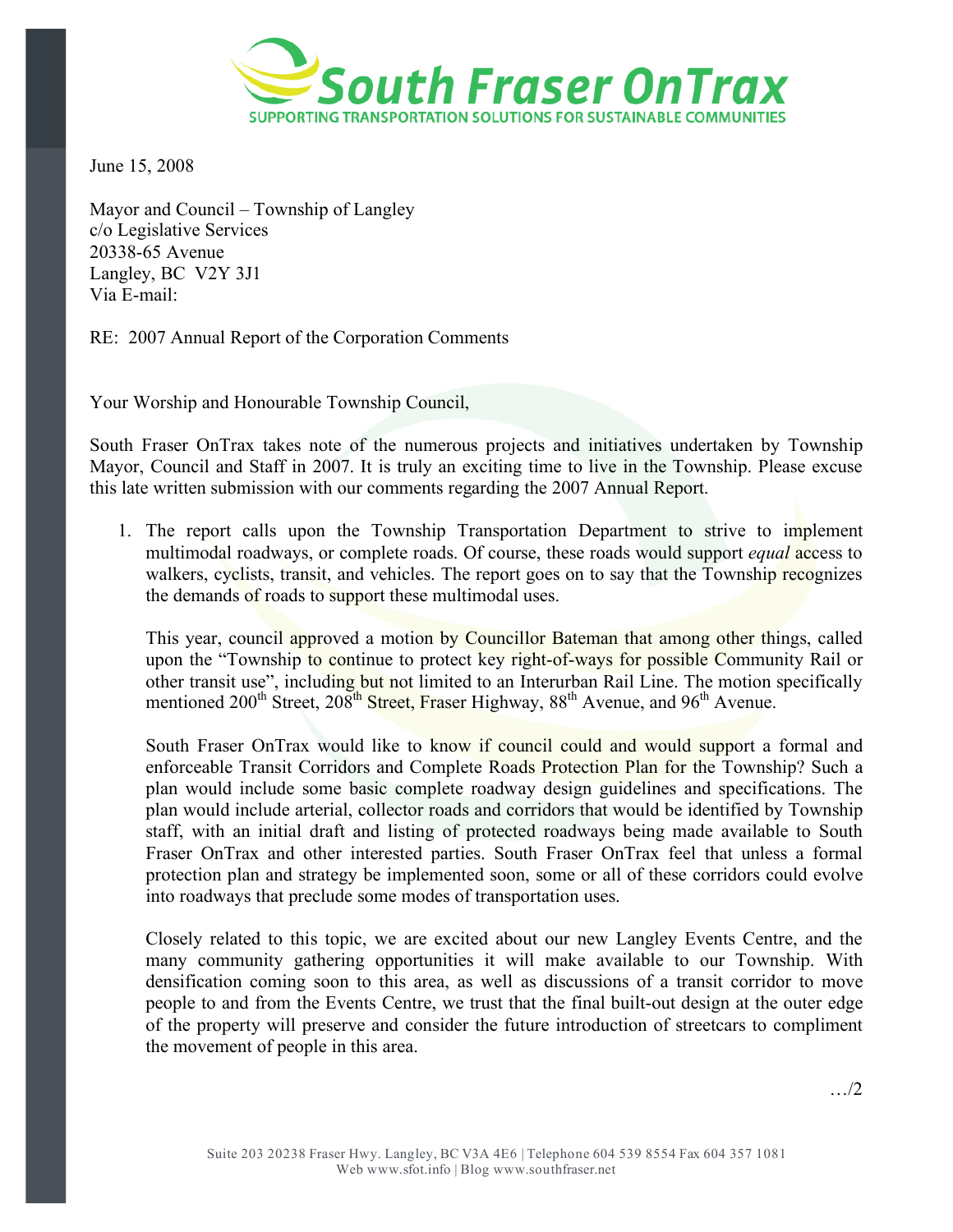# South Fraser OnTrax

SUPPORTING TRANSPORTATION SOLUTIONS FOR SUSTAINABLE COMMUNITIES

June 15, 2008

Mayor and Council – Township of Langley
c/o Legislative Services
20338-65 Avenue
Langley, BC V2Y 3J1
Via E-mail:

RE: 2007 Annual Report of the Corporation Comments

Your Worship and Honourable Township Council,

South Fraser OnTrax takes note of the numerous projects and initiatives undertaken by Township Mayor, Council and Staff in 2007. It is truly an exciting time to live in the Township. Please excuse this late written submission with our comments regarding the 2007 Annual Report.

1. The report calls upon the Township Transportation Department to strive to implement multimodal roadways, or complete roads. Of course, these roads would support *equal* access to walkers, cyclists, transit, and vehicles. The report goes on to say that the Township recognizes the demands of roads to support these multimodal uses.

   This year, council approved a motion by Councillor Bateman that among other things, called upon the "Township to continue to protect key right-of-ways for possible Community Rail or other transit use", including but not limited to an Interurban Rail Line. The motion specifically mentioned 200th Street, 208th Street, Fraser Highway, 88th Avenue, and 96th Avenue.

   South Fraser OnTrax would like to know if council could and would support a formal and enforceable Transit Corridors and Complete Roads Protection Plan for the Township? Such a plan would include some basic complete roadway design guidelines and specifications. The plan would include arterial, collector roads and corridors that would be identified by Township staff, with an initial draft and listing of protected roadways being made available to South Fraser OnTrax and other interested parties. South Fraser OnTrax feel that unless a formal protection plan and strategy be implemented soon, some or all of these corridors could evolve into roadways that preclude some modes of transportation uses.

   Closely related to this topic, we are excited about our new Langley Events Centre, and the many community gathering opportunities it will make available to our Township. With densification coming soon to this area, as well as discussions of a transit corridor to move people to and from the Events Centre, we trust that the final built-out design at the outer edge of the property will preserve and consider the future introduction of streetcars to compliment the movement of people in this area.

…/2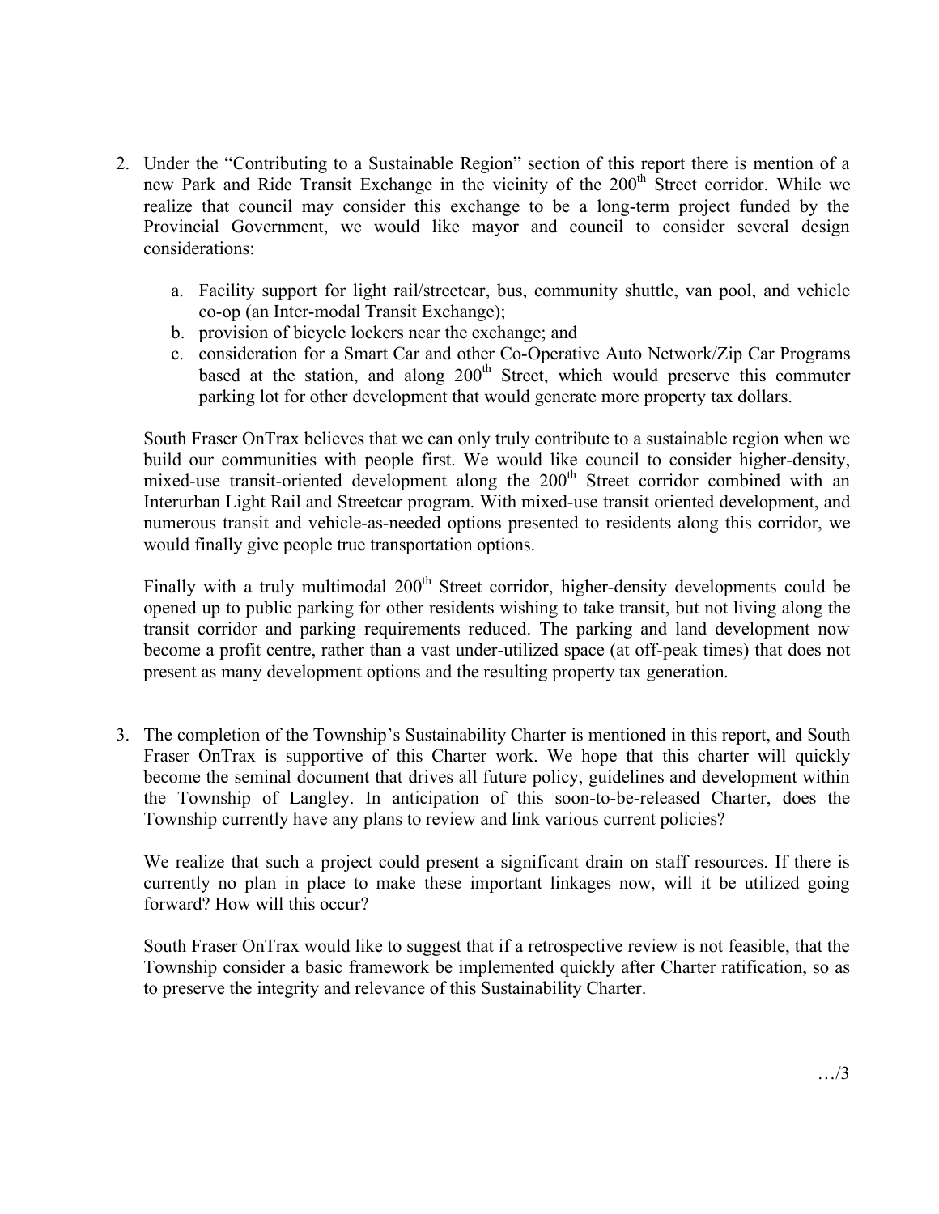2. Under the "Contributing to a Sustainable Region" section of this report there is mention of a new Park and Ride Transit Exchange in the vicinity of the 200th Street corridor. While we realize that council may consider this exchange to be a long-term project funded by the Provincial Government, we would like mayor and council to consider several design considerations:

   a. Facility support for light rail/streetcar, bus, community shuttle, van pool, and vehicle co-op (an Inter-modal Transit Exchange);
   b. provision of bicycle lockers near the exchange; and
   c. consideration for a Smart Car and other Co-Operative Auto Network/Zip Car Programs based at the station, and along 200th Street, which would preserve this commuter parking lot for other development that would generate more property tax dollars.

   South Fraser OnTrax believes that we can only truly contribute to a sustainable region when we build our communities with people first. We would like council to consider higher-density, mixed-use transit-oriented development along the 200th Street corridor combined with an Interurban Light Rail and Streetcar program. With mixed-use transit oriented development, and numerous transit and vehicle-as-needed options presented to residents along this corridor, we would finally give people true transportation options.

   Finally with a truly multimodal 200th Street corridor, higher-density developments could be opened up to public parking for other residents wishing to take transit, but not living along the transit corridor and parking requirements reduced. The parking and land development now become a profit centre, rather than a vast under-utilized space (at off-peak times) that does not present as many development options and the resulting property tax generation.

3. The completion of the Township's Sustainability Charter is mentioned in this report, and South Fraser OnTrax is supportive of this Charter work. We hope that this charter will quickly become the seminal document that drives all future policy, guidelines and development within the Township of Langley. In anticipation of this soon-to-be-released Charter, does the Township currently have any plans to review and link various current policies?

   We realize that such a project could present a significant drain on staff resources. If there is currently no plan in place to make these important linkages now, will it be utilized going forward? How will this occur?

   South Fraser OnTrax would like to suggest that if a retrospective review is not feasible, that the Township consider a basic framework be implemented quickly after Charter ratification, so as to preserve the integrity and relevance of this Sustainability Charter.

…/3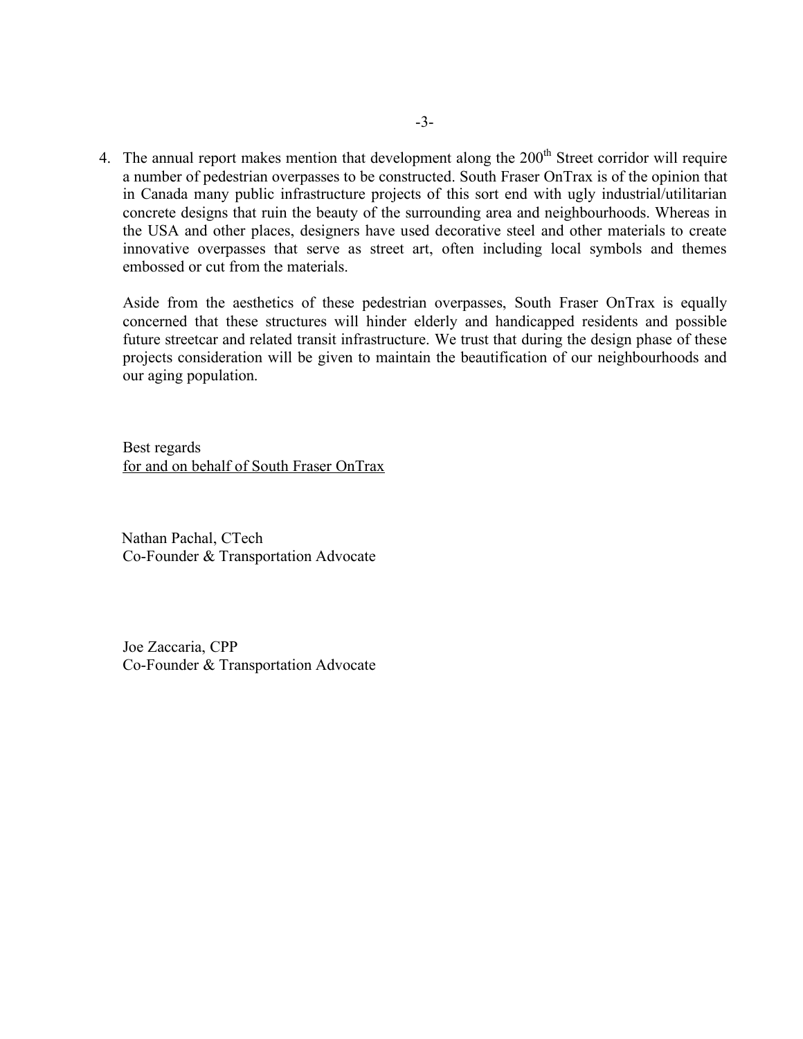4. The annual report makes mention that development along the 200th Street corridor will require a number of pedestrian overpasses to be constructed. South Fraser OnTrax is of the opinion that in Canada many public infrastructure projects of this sort end with ugly industrial/utilitarian concrete designs that ruin the beauty of the surrounding area and neighbourhoods. Whereas in the USA and other places, designers have used decorative steel and other materials to create innovative overpasses that serve as street art, often including local symbols and themes embossed or cut from the materials.

   Aside from the aesthetics of these pedestrian overpasses, South Fraser OnTrax is equally concerned that these structures will hinder elderly and handicapped residents and possible future streetcar and related transit infrastructure. We trust that during the design phase of these projects consideration will be given to maintain the beautification of our neighbourhoods and our aging population.

Best regards
<u>for and on behalf of South Fraser OnTrax</u>

Nathan Pachal, CTech
Co-Founder & Transportation Advocate

Joe Zaccaria, CPP
Co-Founder & Transportation Advocate